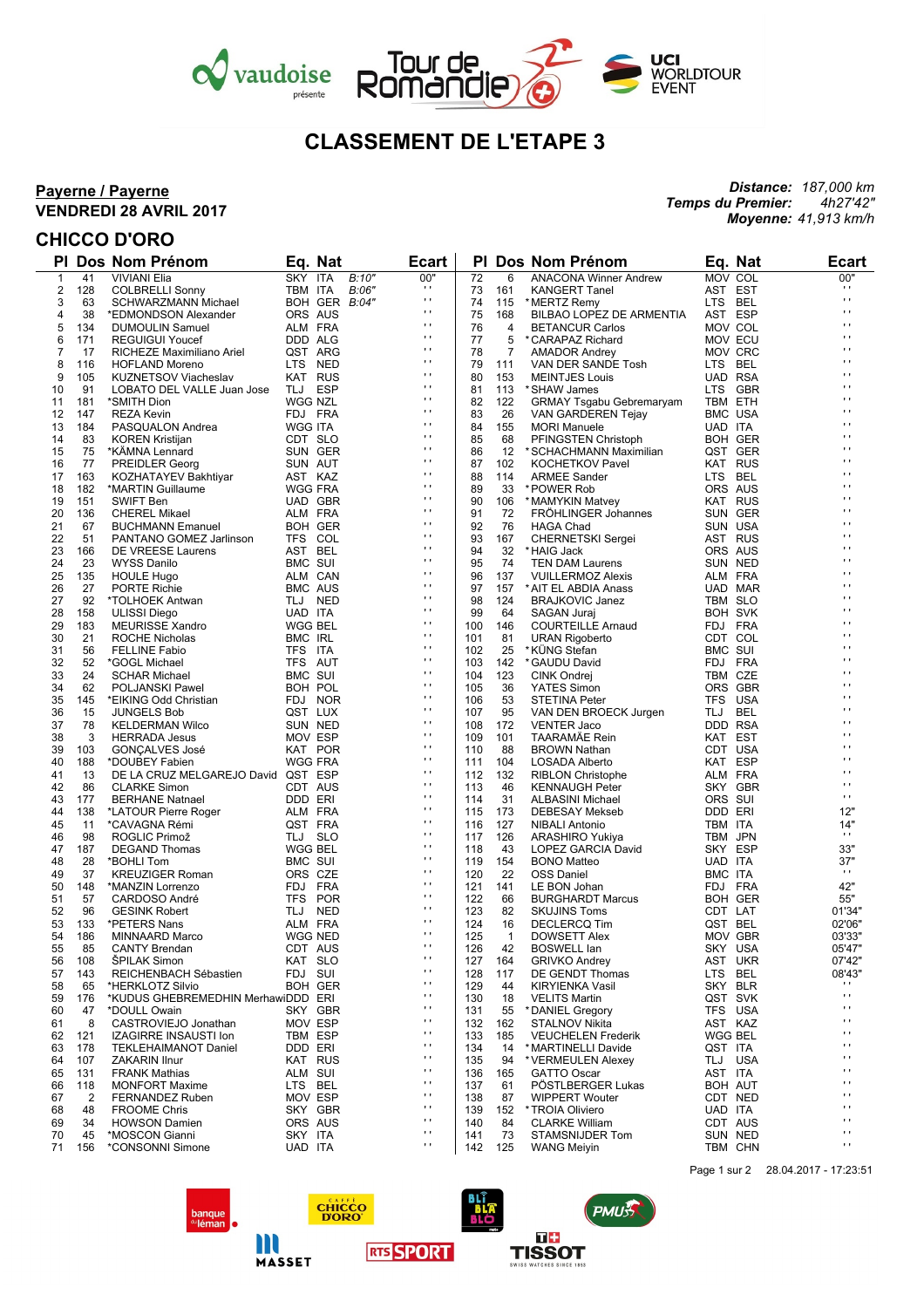# CLASSEMENT DE L'ETAPE 3

**Payerne / Payerne**
**VENDREDI 28 AVRIL 2017**

*Distance:* *187,000 km*
*Temps du Premier:* *4h27'42"*
*Moyenne:* *41,913 km/h*

## CHICCO D'ORO

| Pl | Dos | Nom Prénom | Eq. | Nat | | Ecart |
|---|---|---|---|---|---|---|
| 1 | 41 | VIVIANI Elia | SKY | ITA | B:10" | 00" |
| 2 | 128 | COLBRELLI Sonny | TBM | ITA | B:06" | ' ' |
| 3 | 63 | SCHWARZMANN Michael | BOH | GER | B:04" | ' ' |
| 4 | 38 | *EDMONDSON Alexander | ORS | AUS | | ' ' |
| 5 | 134 | DUMOULIN Samuel | ALM | FRA | | ' ' |
| 6 | 171 | REGUIGUI Youcef | DDD | ALG | | ' ' |
| 7 | 17 | RICHEZE Maximiliano Ariel | QST | ARG | | ' ' |
| 8 | 116 | HOFLAND Moreno | LTS | NED | | ' ' |
| 9 | 105 | KUZNETSOV Viacheslav | KAT | RUS | | ' ' |
| 10 | 91 | LOBATO DEL VALLE Juan Jose | TLJ | ESP | | ' ' |
| 11 | 181 | *SMITH Dion | WGG | NZL | | ' ' |
| 12 | 147 | REZA Kevin | FDJ | FRA | | ' ' |
| 13 | 184 | PASQUALON Andrea | WGG | ITA | | ' ' |
| 14 | 83 | KOREN Kristijan | CDT | SLO | | ' ' |
| 15 | 75 | *KÄMNA Lennard | SUN | GER | | ' ' |
| 16 | 77 | PREIDLER Georg | SUN | AUT | | ' ' |
| 17 | 163 | KOZHATAYEV Bakhtiyar | AST | KAZ | | ' ' |
| 18 | 182 | *MARTIN Guillaume | WGG | FRA | | ' ' |
| 19 | 151 | SWIFT Ben | UAD | GBR | | ' ' |
| 20 | 136 | CHEREL Mikael | ALM | FRA | | ' ' |
| 21 | 67 | BUCHMANN Emanuel | BOH | GER | | ' ' |
| 22 | 51 | PANTANO GOMEZ Jarlinson | TFS | COL | | ' ' |
| 23 | 166 | DE VREESE Laurens | AST | BEL | | ' ' |
| 24 | 23 | WYSS Danilo | BMC | SUI | | ' ' |
| 25 | 135 | HOULE Hugo | ALM | CAN | | ' ' |
| 26 | 27 | PORTE Richie | BMC | AUS | | ' ' |
| 27 | 92 | *TOLHOEK Antwan | TLJ | NED | | ' ' |
| 28 | 158 | ULISSI Diego | UAD | ITA | | ' ' |
| 29 | 183 | MEURISSE Xandro | WGG | BEL | | ' ' |
| 30 | 21 | ROCHE Nicholas | BMC | IRL | | ' ' |
| 31 | 56 | FELLINE Fabio | TFS | ITA | | ' ' |
| 32 | 52 | *GOGL Michael | TFS | AUT | | ' ' |
| 33 | 24 | SCHAR Michael | BMC | SUI | | ' ' |
| 34 | 62 | POLJANSKI Pawel | BOH | POL | | ' ' |
| 35 | 145 | *EIKING Odd Christian | FDJ | NOR | | ' ' |
| 36 | 15 | JUNGELS Bob | QST | LUX | | ' ' |
| 37 | 78 | KELDERMAN Wilco | SUN | NED | | ' ' |
| 38 | 3 | HERRADA Jesus | MOV | ESP | | ' ' |
| 39 | 103 | GONÇALVES José | KAT | POR | | ' ' |
| 40 | 188 | *DOUBEY Fabien | WGG | FRA | | ' ' |
| 41 | 13 | DE LA CRUZ MELGAREJO David | QST | ESP | | ' ' |
| 42 | 86 | CLARKE Simon | CDT | AUS | | ' ' |
| 43 | 177 | BERHANE Natnael | DDD | ERI | | ' ' |
| 44 | 138 | *LATOUR Pierre Roger | ALM | FRA | | ' ' |
| 45 | 11 | *CAVAGNA Rémi | QST | FRA | | ' ' |
| 46 | 98 | ROGLIC Primož | TLJ | SLO | | ' ' |
| 47 | 187 | DEGAND Thomas | WGG | BEL | | ' ' |
| 48 | 28 | *BOHLI Tom | BMC | SUI | | ' ' |
| 49 | 37 | KREUZIGER Roman | ORS | CZE | | ' ' |
| 50 | 148 | *MANZIN Lorrenzo | FDJ | FRA | | ' ' |
| 51 | 57 | CARDOSO André | TFS | POR | | ' ' |
| 52 | 96 | GESINK Robert | TLJ | NED | | ' ' |
| 53 | 133 | *PETERS Nans | ALM | FRA | | ' ' |
| 54 | 186 | MINNAARD Marco | WGG | NED | | ' ' |
| 55 | 85 | CANTY Brendan | CDT | AUS | | ' ' |
| 56 | 108 | ŠPILAK Simon | KAT | SLO | | ' ' |
| 57 | 143 | REICHENBACH Sébastien | FDJ | SUI | | ' ' |
| 58 | 65 | *HERKLOTZ Silvio | BOH | GER | | ' ' |
| 59 | 176 | *KUDUS GHEBREMEDHIN Merhawi | DDD | ERI | | ' ' |
| 60 | 47 | *DOULL Owain | SKY | GBR | | ' ' |
| 61 | 8 | CASTROVIEJO Jonathan | MOV | ESP | | ' ' |
| 62 | 121 | IZAGIRRE INSAUSTI Ion | TBM | ESP | | ' ' |
| 63 | 178 | TEKLEHAIMANOT Daniel | DDD | ERI | | ' ' |
| 64 | 107 | ZAKARIN Ilnur | KAT | RUS | | ' ' |
| 65 | 131 | FRANK Mathias | ALM | SUI | | ' ' |
| 66 | 118 | MONFORT Maxime | LTS | BEL | | ' ' |
| 67 | 2 | FERNANDEZ Ruben | MOV | ESP | | ' ' |
| 68 | 48 | FROOME Chris | SKY | GBR | | ' ' |
| 69 | 34 | HOWSON Damien | ORS | AUS | | ' ' |
| 70 | 45 | *MOSCON Gianni | SKY | ITA | | ' ' |
| 71 | 156 | *CONSONNI Simone | UAD | ITA | | ' ' |
| 72 | 6 | ANACONA Winner Andrew | MOV | COL | | 00" |
| 73 | 161 | KANGERT Tanel | AST | EST | | ' ' |
| 74 | 115 | *MERTZ Remy | LTS | BEL | | ' ' |
| 75 | 168 | BILBAO LOPEZ DE ARMENTIA | AST | ESP | | ' ' |
| 76 | 4 | BETANCUR Carlos | MOV | COL | | ' ' |
| 77 | 5 | *CARAPAZ Richard | MOV | ECU | | ' ' |
| 78 | 7 | AMADOR Andrey | MOV | CRC | | ' ' |
| 79 | 111 | VAN DER SANDE Tosh | LTS | BEL | | ' ' |
| 80 | 153 | MEINTJES Louis | UAD | RSA | | ' ' |
| 81 | 113 | *SHAW James | LTS | GBR | | ' ' |
| 82 | 122 | GRMAY Tsgabu Gebremaryam | TBM | ETH | | ' ' |
| 83 | 26 | VAN GARDEREN Tejay | BMC | USA | | ' ' |
| 84 | 155 | MORI Manuele | UAD | ITA | | ' ' |
| 85 | 68 | PFINGSTEN Christoph | BOH | GER | | ' ' |
| 86 | 12 | *SCHACHMANN Maximilian | QST | GER | | ' ' |
| 87 | 102 | KOCHETKOV Pavel | KAT | RUS | | ' ' |
| 88 | 114 | ARMEE Sander | LTS | BEL | | ' ' |
| 89 | 33 | *POWER Rob | ORS | AUS | | ' ' |
| 90 | 106 | *MAMYKIN Matvey | KAT | RUS | | ' ' |
| 91 | 72 | FRÖHLINGER Johannes | SUN | GER | | ' ' |
| 92 | 76 | HAGA Chad | SUN | USA | | ' ' |
| 93 | 167 | CHERNETSKI Sergei | AST | RUS | | ' ' |
| 94 | 32 | *HAIG Jack | ORS | AUS | | ' ' |
| 95 | 74 | TEN DAM Laurens | SUN | NED | | ' ' |
| 96 | 137 | VUILLERMOZ Alexis | ALM | FRA | | ' ' |
| 97 | 157 | *AIT EL ABDIA Anass | UAD | MAR | | ' ' |
| 98 | 124 | BRAJKOVIC Janez | TBM | SLO | | ' ' |
| 99 | 64 | SAGAN Juraj | BOH | SVK | | ' ' |
| 100 | 146 | COURTEILLE Arnaud | FDJ | FRA | | ' ' |
| 101 | 81 | URAN Rigoberto | CDT | COL | | ' ' |
| 102 | 25 | *KÜNG Stefan | BMC | SUI | | ' ' |
| 103 | 142 | *GAUDU David | FDJ | FRA | | ' ' |
| 104 | 123 | CINK Ondrej | TBM | CZE | | ' ' |
| 105 | 36 | YATES Simon | ORS | GBR | | ' ' |
| 106 | 53 | STETINA Peter | TFS | USA | | ' ' |
| 107 | 95 | VAN DEN BROECK Jurgen | TLJ | BEL | | ' ' |
| 108 | 172 | VENTER Jaco | DDD | RSA | | ' ' |
| 109 | 101 | TAARAMÄE Rein | KAT | EST | | ' ' |
| 110 | 88 | BROWN Nathan | CDT | USA | | ' ' |
| 111 | 104 | LOSADA Alberto | KAT | ESP | | ' ' |
| 112 | 132 | RIBLON Christophe | ALM | FRA | | ' ' |
| 113 | 46 | KENNAUGH Peter | SKY | GBR | | ' ' |
| 114 | 31 | ALBASINI Michael | ORS | SUI | | ' ' |
| 115 | 173 | DEBESAY Mekseb | DDD | ERI | | 12" |
| 116 | 127 | NIBALI Antonio | TBM | ITA | | 14" |
| 117 | 126 | ARASHIRO Yukiya | TBM | JPN | | ' ' |
| 118 | 43 | LOPEZ GARCIA David | SKY | ESP | | 33" |
| 119 | 154 | BONO Matteo | UAD | ITA | | 37" |
| 120 | 22 | OSS Daniel | BMC | ITA | | ' ' |
| 121 | 141 | LE BON Johan | FDJ | FRA | | 42" |
| 122 | 66 | BURGHARDT Marcus | BOH | GER | | 55" |
| 123 | 82 | SKUJINS Toms | CDT | LAT | | 01'34" |
| 124 | 16 | DECLERCQ Tim | QST | BEL | | 02'06" |
| 125 | 1 | DOWSETT Alex | MOV | GBR | | 03'33" |
| 126 | 42 | BOSWELL Ian | SKY | USA | | 05'47" |
| 127 | 164 | GRIVKO Andrey | AST | UKR | | 07'42" |
| 128 | 117 | DE GENDT Thomas | LTS | BEL | | 08'43" |
| 129 | 44 | KIRYIENKA Vasil | SKY | BLR | | ' ' |
| 130 | 18 | VELITS Martin | QST | SVK | | ' ' |
| 131 | 55 | *DANIEL Gregory | TFS | USA | | ' ' |
| 132 | 162 | STALNOV Nikita | AST | KAZ | | ' ' |
| 133 | 185 | VEUCHELEN Frederik | WGG | BEL | | ' ' |
| 134 | 14 | *MARTINELLI Davide | QST | ITA | | ' ' |
| 135 | 94 | *VERMEULEN Alexey | TLJ | USA | | ' ' |
| 136 | 165 | GATTO Oscar | AST | ITA | | ' ' |
| 137 | 61 | PÖSTLBERGER Lukas | BOH | AUT | | ' ' |
| 138 | 87 | WIPPERT Wouter | CDT | NED | | ' ' |
| 139 | 152 | *TROIA Oliviero | UAD | ITA | | ' ' |
| 140 | 84 | CLARKE William | CDT | AUS | | ' ' |
| 141 | 73 | STAMSNIJDER Tom | SUN | NED | | ' ' |
| 142 | 125 | WANG Meiyin | TBM | CHN | | ' ' |

28.04.2017 - 17:23:51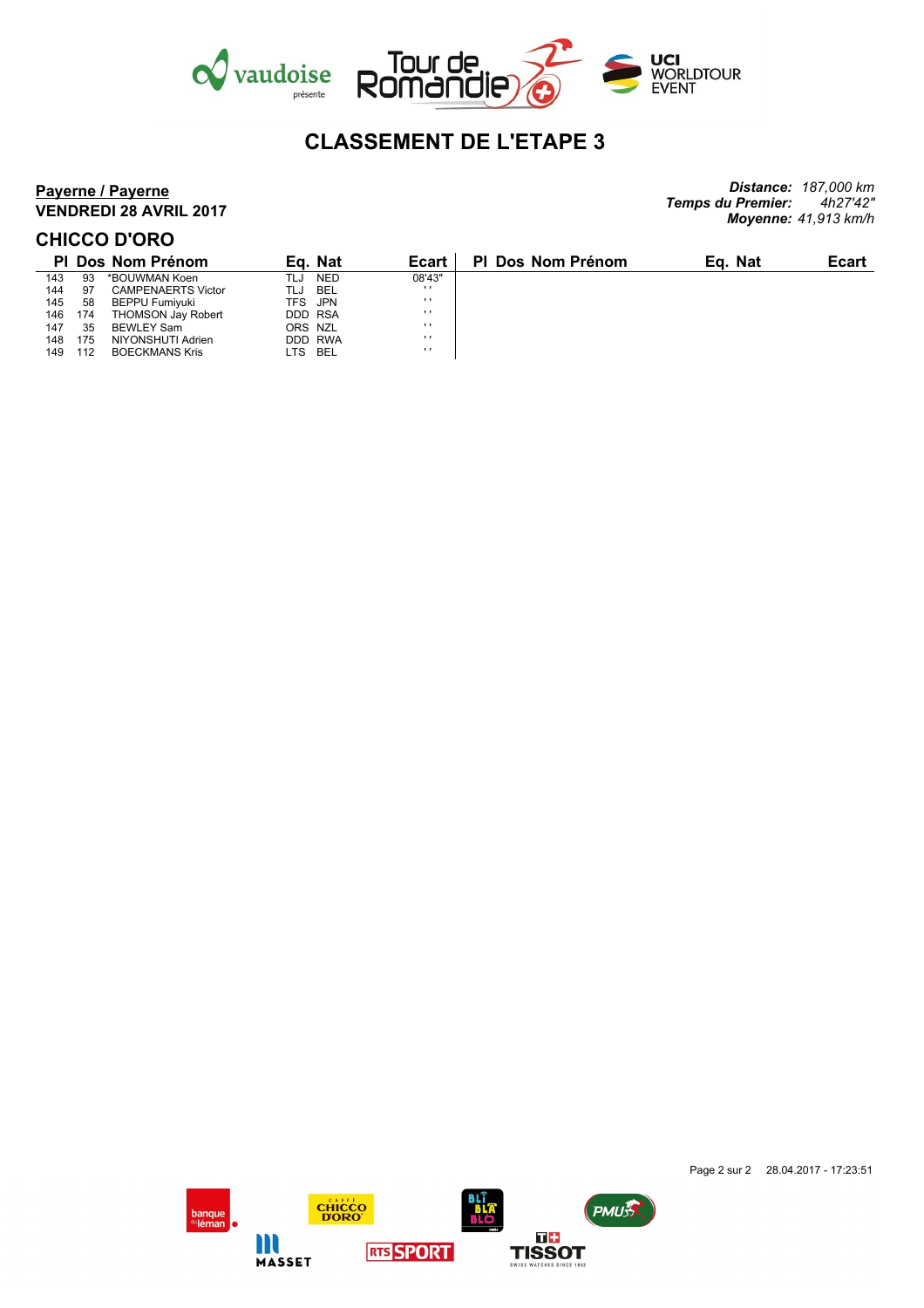# CLASSEMENT DE L'ETAPE 3

**Payerne / Payerne**
**VENDREDI 28 AVRIL 2017**

***Distance:*** *187,000 km*
***Temps du Premier:*** *4h27'42"*
***Moyenne:*** *41,913 km/h*

## CHICCO D'ORO

| Pl | Dos | Nom Prénom | Eq. | Nat | Ecart |
|---|---|---|---|---|---|
| 143 | 93 | *BOUWMAN Koen | TLJ | NED | 08'43" |
| 144 | 97 | CAMPENAERTS Victor | TLJ | BEL | ' ' |
| 145 | 58 | BEPPU Fumiyuki | TFS | JPN | ' ' |
| 146 | 174 | THOMSON Jay Robert | DDD | RSA | ' ' |
| 147 | 35 | BEWLEY Sam | ORS | NZL | ' ' |
| 148 | 175 | NIYONSHUTI Adrien | DDD | RWA | ' ' |
| 149 | 112 | BOECKMANS Kris | LTS | BEL | ' ' |

28.04.2017 - 17:23:51